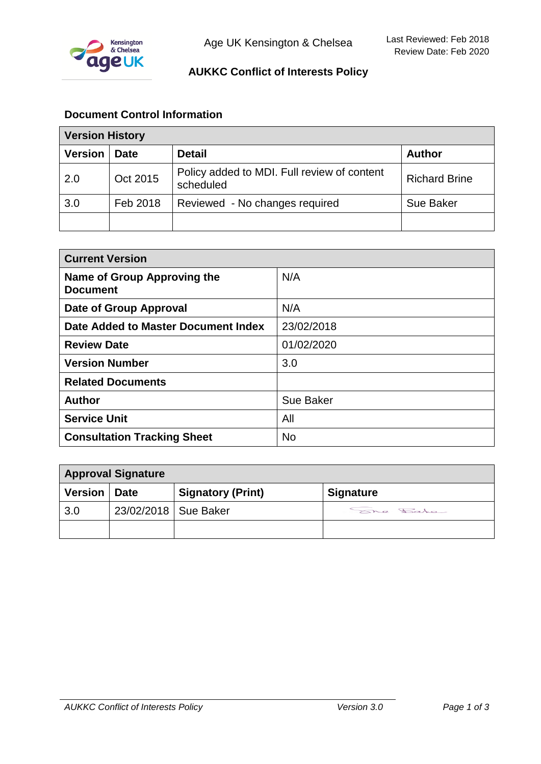Age UK Kensington & Chelsea

Last Reviewed: Feb 2018
Review Date: Feb 2020

# AUKKC Conflict of Interests Policy

## Document Control Information

| Version History | | | |
|---|---|---|---|
| **Version** | **Date** | **Detail** | **Author** |
| 2.0 | Oct 2015 | Policy added to MDI. Full review of content scheduled | Richard Brine |
| 3.0 | Feb 2018 | Reviewed - No changes required | Sue Baker |
| | | | |

| Current Version | |
|---|---|
| **Name of Group Approving the Document** | N/A |
| **Date of Group Approval** | N/A |
| **Date Added to Master Document Index** | 23/02/2018 |
| **Review Date** | 01/02/2020 |
| **Version Number** | 3.0 |
| **Related Documents** | |
| **Author** | Sue Baker |
| **Service Unit** | All |
| **Consultation Tracking Sheet** | No |

| Approval Signature | | | |
|---|---|---|---|
| **Version** | **Date** | **Signatory (Print)** | **Signature** |
| 3.0 | 23/02/2018 | Sue Baker | Sue Baker |
| | | | |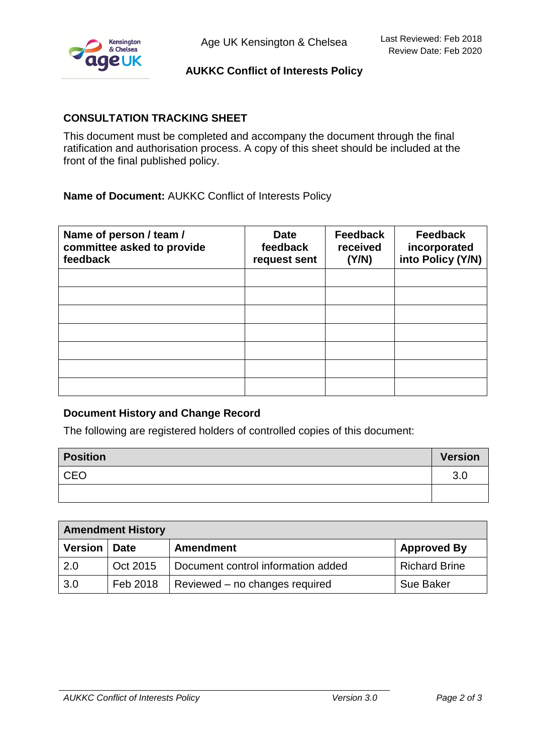## CONSULTATION TRACKING SHEET

This document must be completed and accompany the document through the final ratification and authorisation process. A copy of this sheet should be included at the front of the final published policy.

**Name of Document:** AUKKC Conflict of Interests Policy

| Name of person / team / committee asked to provide feedback | Date feedback request sent | Feedback received (Y/N) | Feedback incorporated into Policy (Y/N) |
|---|---|---|---|
| | | | |
| | | | |
| | | | |
| | | | |
| | | | |
| | | | |
| | | | |

### Document History and Change Record

The following are registered holders of controlled copies of this document:

| Position | Version |
|---|---|
| CEO | 3.0 |
| | |

| Amendment History | | | |
|---|---|---|---|
| **Version** | **Date** | **Amendment** | **Approved By** |
| 2.0 | Oct 2015 | Document control information added | Richard Brine |
| 3.0 | Feb 2018 | Reviewed – no changes required | Sue Baker |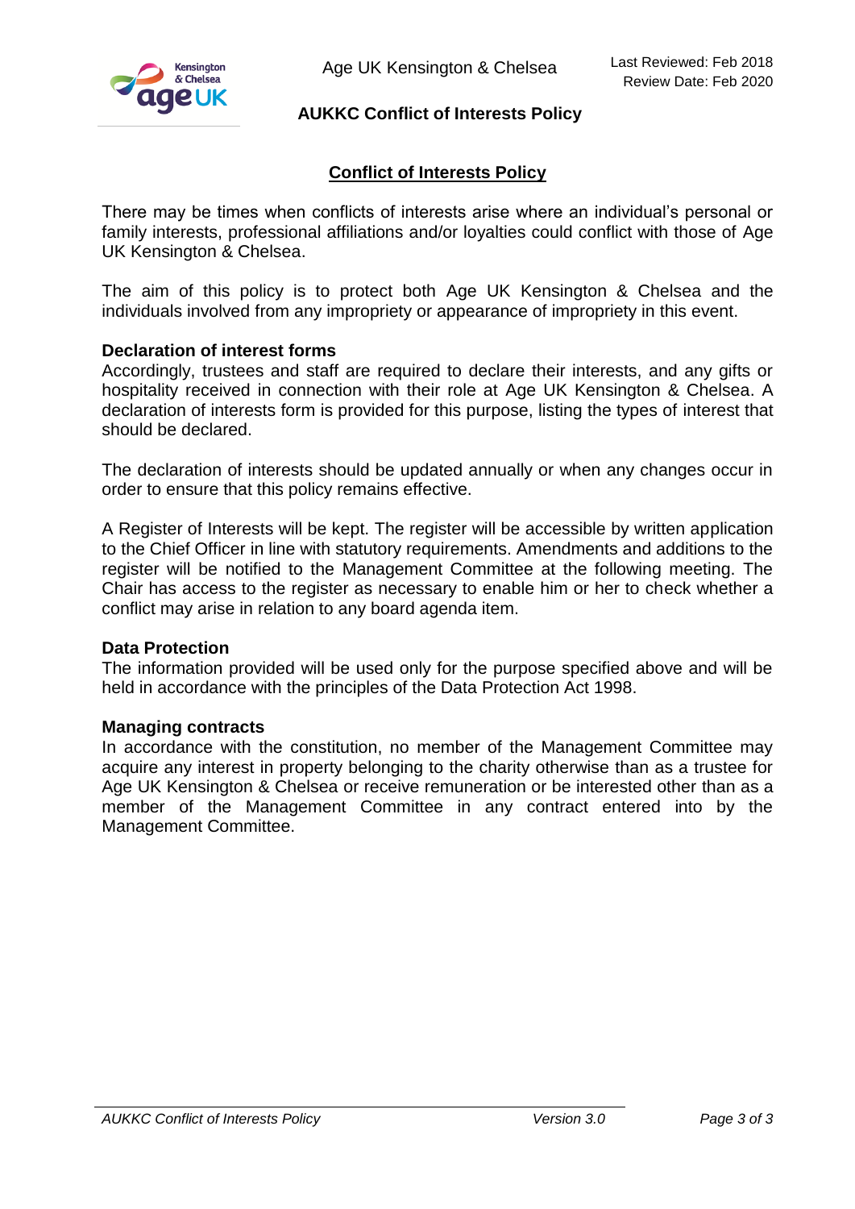# Conflict of Interests Policy

There may be times when conflicts of interests arise where an individual's personal or family interests, professional affiliations and/or loyalties could conflict with those of Age UK Kensington & Chelsea.

The aim of this policy is to protect both Age UK Kensington & Chelsea and the individuals involved from any impropriety or appearance of impropriety in this event.

**Declaration of interest forms**

Accordingly, trustees and staff are required to declare their interests, and any gifts or hospitality received in connection with their role at Age UK Kensington & Chelsea. A declaration of interests form is provided for this purpose, listing the types of interest that should be declared.

The declaration of interests should be updated annually or when any changes occur in order to ensure that this policy remains effective.

A Register of Interests will be kept. The register will be accessible by written application to the Chief Officer in line with statutory requirements. Amendments and additions to the register will be notified to the Management Committee at the following meeting. The Chair has access to the register as necessary to enable him or her to check whether a conflict may arise in relation to any board agenda item.

**Data Protection**

The information provided will be used only for the purpose specified above and will be held in accordance with the principles of the Data Protection Act 1998.

**Managing contracts**

In accordance with the constitution, no member of the Management Committee may acquire any interest in property belonging to the charity otherwise than as a trustee for Age UK Kensington & Chelsea or receive remuneration or be interested other than as a member of the Management Committee in any contract entered into by the Management Committee.